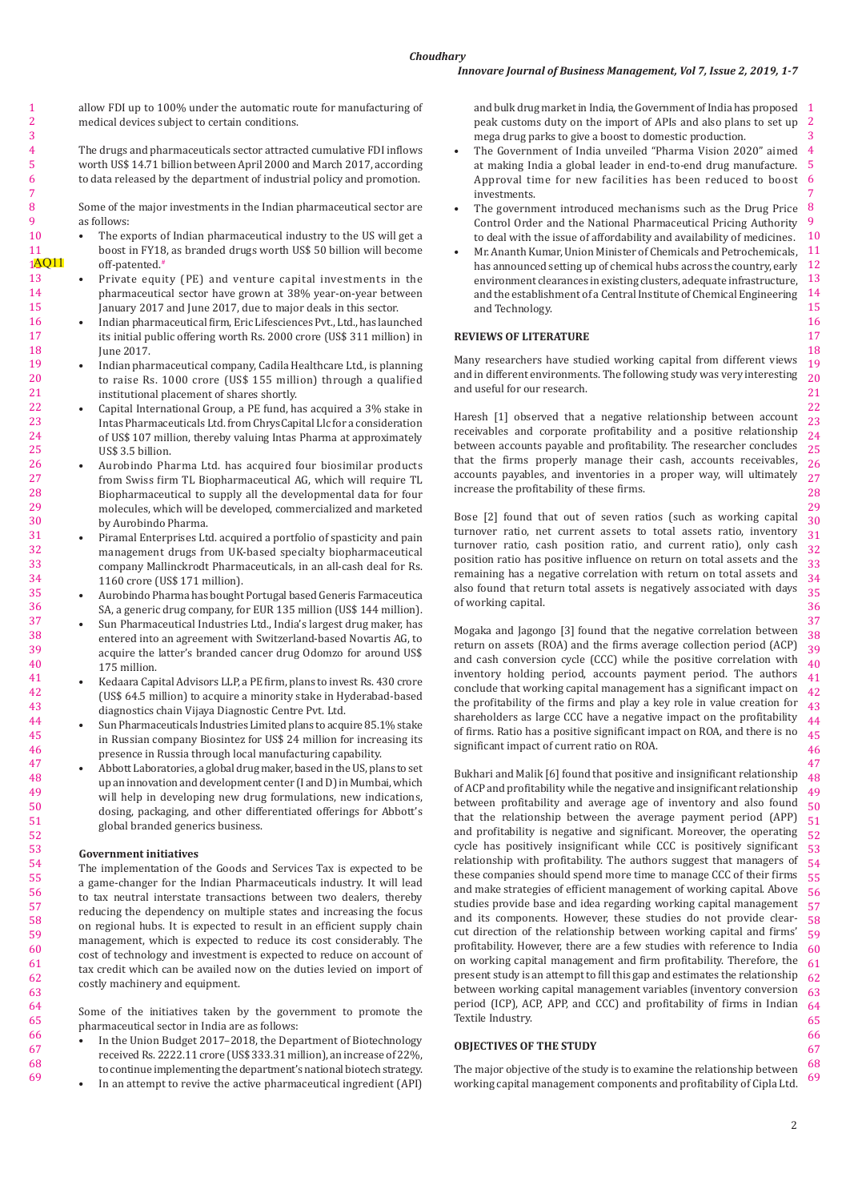allow FDI up to 100% under the automatic route for manufacturing of medical devices subject to certain conditions.

The drugs and pharmaceuticals sector attracted cumulative FDI inflows worth US$ 14.71 billion between April 2000 and March 2017, according to data released by the department of industrial policy and promotion.

Some of the major investments in the Indian pharmaceutical sector are as follows:

- The exports of Indian pharmaceutical industry to the US will get a boost in FY18, as branded drugs worth US$ 50 billion will become off-patented.
- Private equity (PE) and venture capital investments in the pharmaceutical sector have grown at 38% year-on-year between January 2017 and June 2017, due to major deals in this sector.
- Indian pharmaceutical firm, Eric Lifesciences Pvt., Ltd., has launched its initial public offering worth Rs. 2000 crore (US$ 311 million) in June 2017.
- Indian pharmaceutical company, Cadila Healthcare Ltd., is planning to raise Rs. 1000 crore (US$ 155 million) through a qualified institutional placement of shares shortly.
- Capital International Group, a PE fund, has acquired a 3% stake in Intas Pharmaceuticals Ltd. from ChrysCapital Llc for a consideration of US$ 107 million, thereby valuing Intas Pharma at approximately US$ 3.5 billion.
- Aurobindo Pharma Ltd. has acquired four biosimilar products from Swiss firm TL Biopharmaceutical AG, which will require TL Biopharmaceutical to supply all the developmental data for four molecules, which will be developed, commercialized and marketed by Aurobindo Pharma.
- Piramal Enterprises Ltd. acquired a portfolio of spasticity and pain management drugs from UK-based specialty biopharmaceutical company Mallinckrodt Pharmaceuticals, in an all-cash deal for Rs. 1160 crore (US$ 171 million).
- Aurobindo Pharma has bought Portugal based Generis Farmaceutica SA, a generic drug company, for EUR 135 million (US$ 144 million).
- Sun Pharmaceutical Industries Ltd., India's largest drug maker, has entered into an agreement with Switzerland-based Novartis AG, to acquire the latter's branded cancer drug Odomzo for around US$ 175 million.
- Kedaara Capital Advisors LLP, a PE firm, plans to invest Rs. 430 crore (US$ 64.5 million) to acquire a minority stake in Hyderabad-based diagnostics chain Vijaya Diagnostic Centre Pvt. Ltd.
- Sun Pharmaceuticals Industries Limited plans to acquire 85.1% stake in Russian company Biosintez for US$ 24 million for increasing its presence in Russia through local manufacturing capability.
- Abbott Laboratories, a global drug maker, based in the US, plans to set up an innovation and development center (I and D) in Mumbai, which will help in developing new drug formulations, new indications, dosing, packaging, and other differentiated offerings for Abbott's global branded generics business.

### Government initiatives

The implementation of the Goods and Services Tax is expected to be a game-changer for the Indian Pharmaceuticals industry. It will lead to tax neutral interstate transactions between two dealers, thereby reducing the dependency on multiple states and increasing the focus on regional hubs. It is expected to result in an efficient supply chain management, which is expected to reduce its cost considerably. The cost of technology and investment is expected to reduce on account of tax credit which can be availed now on the duties levied on import of costly machinery and equipment.

Some of the initiatives taken by the government to promote the pharmaceutical sector in India are as follows:

- In the Union Budget 2017–2018, the Department of Biotechnology received Rs. 2222.11 crore (US$ 333.31 million), an increase of 22%, to continue implementing the department's national biotech strategy.
- In an attempt to revive the active pharmaceutical ingredient (API) and bulk drug market in India, the Government of India has proposed peak customs duty on the import of APIs and also plans to set up mega drug parks to give a boost to domestic production.
- The Government of India unveiled "Pharma Vision 2020" aimed at making India a global leader in end-to-end drug manufacture. Approval time for new facilities has been reduced to boost investments.
- The government introduced mechanisms such as the Drug Price Control Order and the National Pharmaceutical Pricing Authority to deal with the issue of affordability and availability of medicines.
- Mr. Ananth Kumar, Union Minister of Chemicals and Petrochemicals, has announced setting up of chemical hubs across the country, early environment clearances in existing clusters, adequate infrastructure, and the establishment of a Central Institute of Chemical Engineering and Technology.

## REVIEWS OF LITERATURE

Many researchers have studied working capital from different views and in different environments. The following study was very interesting and useful for our research.

Haresh [1] observed that a negative relationship between account receivables and corporate profitability and a positive relationship between accounts payable and profitability. The researcher concludes that the firms properly manage their cash, accounts receivables, accounts payables, and inventories in a proper way, will ultimately increase the profitability of these firms.

Bose [2] found that out of seven ratios (such as working capital turnover ratio, net current assets to total assets ratio, inventory turnover ratio, cash position ratio, and current ratio), only cash position ratio has positive influence on return on total assets and the remaining has a negative correlation with return on total assets and also found that return total assets is negatively associated with days of working capital.

Mogaka and Jagongo [3] found that the negative correlation between return on assets (ROA) and the firms average collection period (ACP) and cash conversion cycle (CCC) while the positive correlation with inventory holding period, accounts payment period. The authors conclude that working capital management has a significant impact on the profitability of the firms and play a key role in value creation for shareholders as large CCC have a negative impact on the profitability of firms. Ratio has a positive significant impact on ROA, and there is no significant impact of current ratio on ROA.

Bukhari and Malik [6] found that positive and insignificant relationship of ACP and profitability while the negative and insignificant relationship between profitability and average age of inventory and also found that the relationship between the average payment period (APP) and profitability is negative and significant. Moreover, the operating cycle has positively insignificant while CCC is positively significant relationship with profitability. The authors suggest that managers of these companies should spend more time to manage CCC of their firms and make strategies of efficient management of working capital. Above studies provide base and idea regarding working capital management and its components. However, these studies do not provide clear-cut direction of the relationship between working capital and firms' profitability. However, there are a few studies with reference to India on working capital management and firm profitability. Therefore, the present study is an attempt to fill this gap and estimates the relationship between working capital management variables (inventory conversion period (ICP), ACP, APP, and CCC) and profitability of firms in Indian Textile Industry.

## OBJECTIVES OF THE STUDY

The major objective of the study is to examine the relationship between working capital management components and profitability of Cipla Ltd.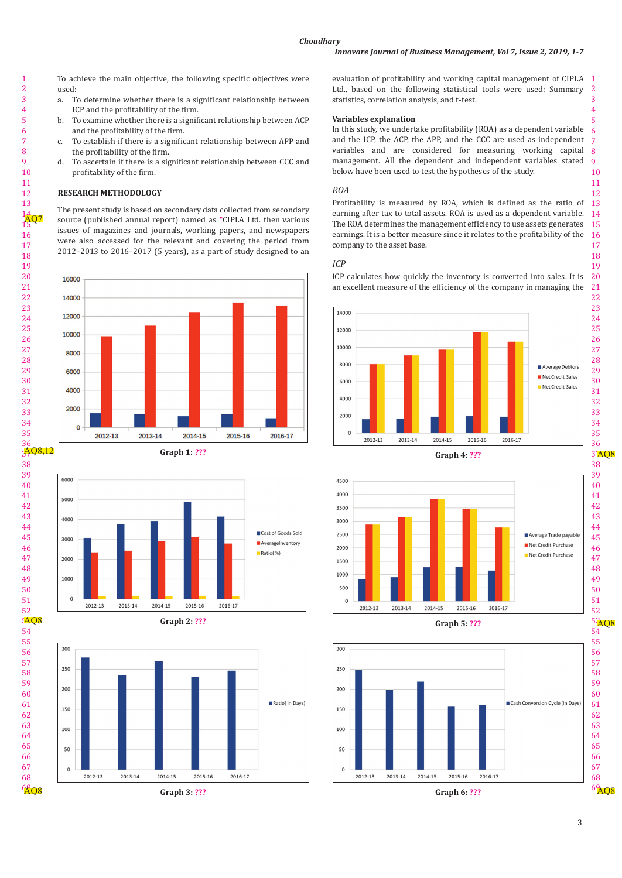To achieve the main objective, the following specific objectives were used:

a. To determine whether there is a significant relationship between ICP and the profitability of the firm.
b. To examine whether there is a significant relationship between ACP and the profitability of the firm.
c. To establish if there is a significant relationship between APP and the profitability of the firm.
d. To ascertain if there is a significant relationship between CCC and profitability of the firm.

## RESEARCH METHODOLOGY

The present study is based on secondary data collected from secondary source (published annual report) named as "CIPLA Ltd. then various issues of magazines and journals, working papers, and newspapers were also accessed for the relevant and covering the period from 2012–2013 to 2016–2017 (5 years), as a part of study designed to an

Graph 1: ???

Graph 2: ???

Graph 3: ???

evaluation of profitability and working capital management of CIPLA Ltd., based on the following statistical tools were used: Summary statistics, correlation analysis, and t-test.

### Variables explanation

In this study, we undertake profitability (ROA) as a dependent variable and the ICP, the ACP, the APP, and the CCC are used as independent variables and are considered for measuring working capital management. All the dependent and independent variables stated below have been used to test the hypotheses of the study.

### *ROA*

Profitability is measured by ROA, which is defined as the ratio of earning after tax to total assets. ROA is used as a dependent variable. The ROA determines the management efficiency to use assets generates earnings. It is a better measure since it relates to the profitability of the company to the asset base.

### *ICP*

ICP calculates how quickly the inventory is converted into sales. It is an excellent measure of the efficiency of the company in managing the

Graph 4: ???

Graph 5: ???

Graph 6: ???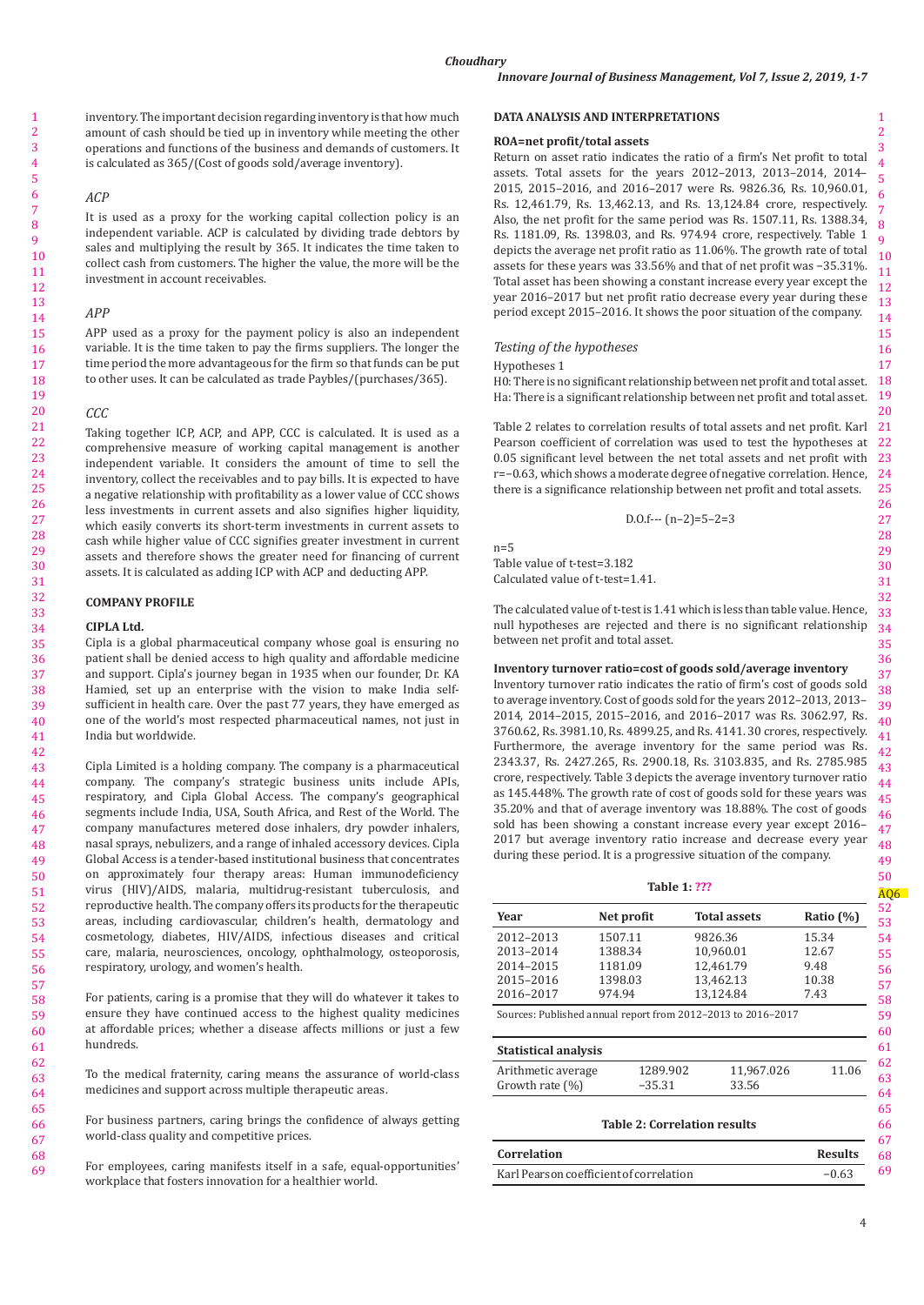inventory. The important decision regarding inventory is that how much amount of cash should be tied up in inventory while meeting the other operations and functions of the business and demands of customers. It is calculated as 365/(Cost of goods sold/average inventory).

### *ACP*

It is used as a proxy for the working capital collection policy is an independent variable. ACP is calculated by dividing trade debtors by sales and multiplying the result by 365. It indicates the time taken to collect cash from customers. The higher the value, the more will be the investment in account receivables.

### *APP*

APP used as a proxy for the payment policy is also an independent variable. It is the time taken to pay the firms suppliers. The longer the time period the more advantageous for the firm so that funds can be put to other uses. It can be calculated as trade Paybles/(purchases/365).

### *CCC*

Taking together ICP, ACP, and APP, CCC is calculated. It is used as a comprehensive measure of working capital management is another independent variable. It considers the amount of time to sell the inventory, collect the receivables and to pay bills. It is expected to have a negative relationship with profitability as a lower value of CCC shows less investments in current assets and also signifies higher liquidity, which easily converts its short-term investments in current assets to cash while higher value of CCC signifies greater investment in current assets and therefore shows the greater need for financing of current assets. It is calculated as adding ICP with ACP and deducting APP.

## COMPANY PROFILE

### CIPLA Ltd.

Cipla is a global pharmaceutical company whose goal is ensuring no patient shall be denied access to high quality and affordable medicine and support. Cipla's journey began in 1935 when our founder, Dr. KA Hamied, set up an enterprise with the vision to make India self-sufficient in health care. Over the past 77 years, they have emerged as one of the world's most respected pharmaceutical names, not just in India but worldwide.

Cipla Limited is a holding company. The company is a pharmaceutical company. The company's strategic business units include APIs, respiratory, and Cipla Global Access. The company's geographical segments include India, USA, South Africa, and Rest of the World. The company manufactures metered dose inhalers, dry powder inhalers, nasal sprays, nebulizers, and a range of inhaled accessory devices. Cipla Global Access is a tender-based institutional business that concentrates on approximately four therapy areas: Human immunodeficiency virus (HIV)/AIDS, malaria, multidrug-resistant tuberculosis, and reproductive health. The company offers its products for the therapeutic areas, including cardiovascular, children's health, dermatology and cosmetology, diabetes, HIV/AIDS, infectious diseases and critical care, malaria, neurosciences, oncology, ophthalmology, osteoporosis, respiratory, urology, and women's health.

For patients, caring is a promise that they will do whatever it takes to ensure they have continued access to the highest quality medicines at affordable prices; whether a disease affects millions or just a few hundreds.

To the medical fraternity, caring means the assurance of world-class medicines and support across multiple therapeutic areas.

For business partners, caring brings the confidence of always getting world-class quality and competitive prices.

For employees, caring manifests itself in a safe, equal-opportunities' workplace that fosters innovation for a healthier world.

## DATA ANALYSIS AND INTERPRETATIONS

### ROA=net profit/total assets

Return on asset ratio indicates the ratio of a firm's Net profit to total assets. Total assets for the years 2012–2013, 2013–2014, 2014–2015, 2015–2016, and 2016–2017 were Rs. 9826.36, Rs. 10,960.01, Rs. 12,461.79, Rs. 13,462.13, and Rs. 13,124.84 crore, respectively. Also, the net profit for the same period was Rs. 1507.11, Rs. 1388.34, Rs. 1181.09, Rs. 1398.03, and Rs. 974.94 crore, respectively. Table 1 depicts the average net profit ratio as 11.06%. The growth rate of total assets for these years was 33.56% and that of net profit was −35.31%. Total asset has been showing a constant increase every year except the year 2016–2017 but net profit ratio decrease every year during these period except 2015–2016. It shows the poor situation of the company.

### *Testing of the hypotheses*

Hypotheses 1

H0: There is no significant relationship between net profit and total asset.
Ha: There is a significant relationship between net profit and total asset.

Table 2 relates to correlation results of total assets and net profit. Karl Pearson coefficient of correlation was used to test the hypotheses at 0.05 significant level between the net total assets and net profit with r=−0.63, which shows a moderate degree of negative correlation. Hence, there is a significance relationship between net profit and total assets.

D.O.f--- (n−2)=5−2=3

n=5
Table value of t-test=3.182
Calculated value of t-test=1.41.

The calculated value of t-test is 1.41 which is less than table value. Hence, null hypotheses are rejected and there is no significant relationship between net profit and total asset.

### Inventory turnover ratio=cost of goods sold/average inventory

Inventory turnover ratio indicates the ratio of firm's cost of goods sold to average inventory. Cost of goods sold for the years 2012–2013, 2013–2014, 2014–2015, 2015–2016, and 2016–2017 was Rs. 3062.97, Rs. 3760.62, Rs. 3981.10, Rs. 4899.25, and Rs. 4141. 30 crores, respectively. Furthermore, the average inventory for the same period was Rs. 2343.37, Rs. 2427.265, Rs. 2900.18, Rs. 3103.835, and Rs. 2785.985 crore, respectively. Table 3 depicts the average inventory turnover ratio as 145.448%. The growth rate of cost of goods sold for these years was 35.20% and that of average inventory was 18.88%. The cost of goods sold has been showing a constant increase every year except 2016–2017 but average inventory ratio increase and decrease every year during these period. It is a progressive situation of the company.

**Table 1: ???**

| Year | Net profit | Total assets | Ratio (%) |
|---|---|---|---|
| 2012–2013 | 1507.11 | 9826.36 | 15.34 |
| 2013–2014 | 1388.34 | 10,960.01 | 12.67 |
| 2014–2015 | 1181.09 | 12,461.79 | 9.48 |
| 2015–2016 | 1398.03 | 13,462.13 | 10.38 |
| 2016–2017 | 974.94 | 13,124.84 | 7.43 |

Sources: Published annual report from 2012–2013 to 2016–2017

| Statistical analysis | | | |
|---|---|---|---|
| Arithmetic average | 1289.902 | 11,967.026 | 11.06 |
| Growth rate (%) | −35.31 | 33.56 | |

**Table 2: Correlation results**

| Correlation | Results |
|---|---|
| Karl Pearson coefficient of correlation | −0.63 |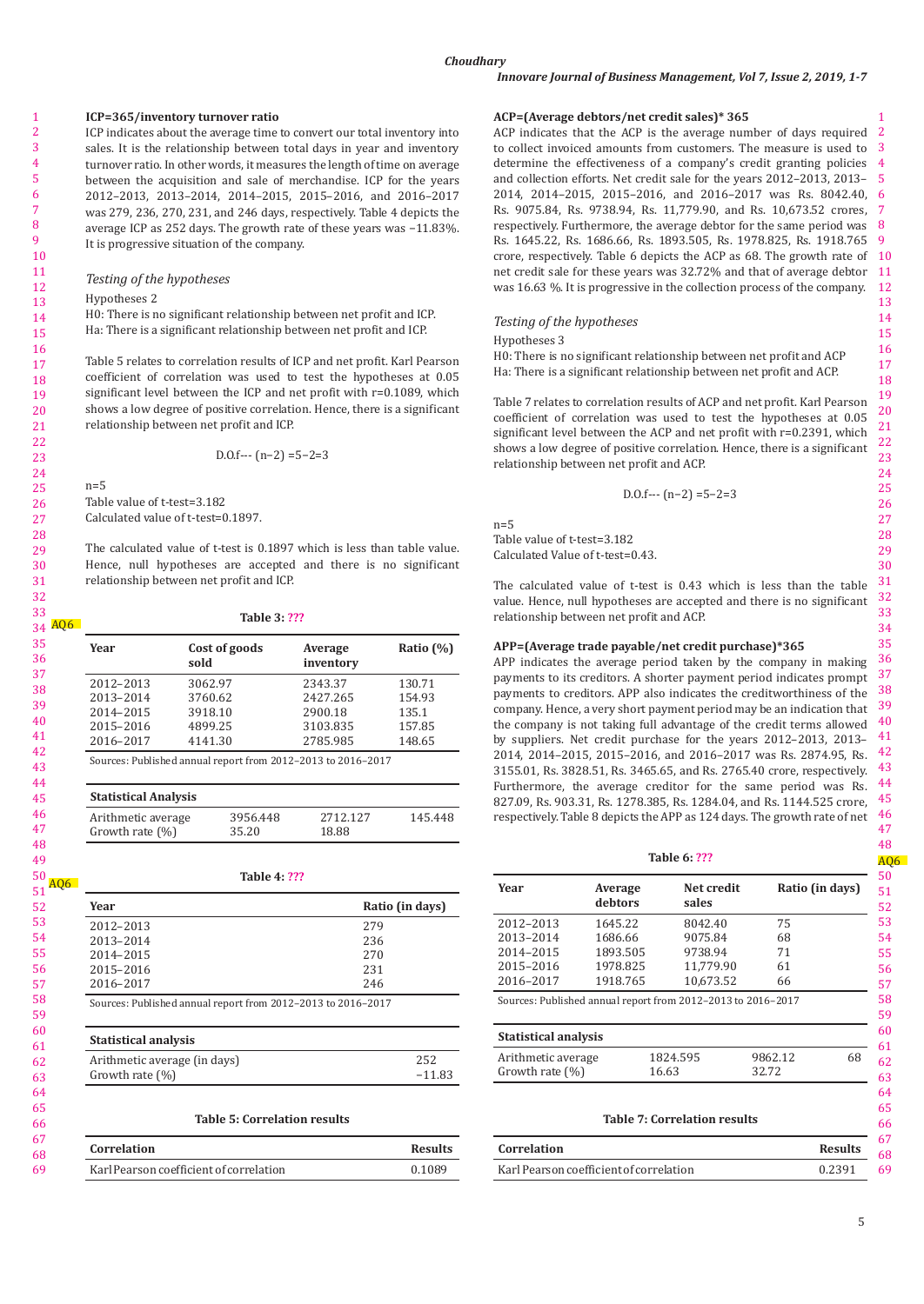**ICP=365/inventory turnover ratio**

ICP indicates about the average time to convert our total inventory into sales. It is the relationship between total days in year and inventory turnover ratio. In other words, it measures the length of time on average between the acquisition and sale of merchandise. ICP for the years 2012–2013, 2013–2014, 2014–2015, 2015–2016, and 2016–2017 was 279, 236, 270, 231, and 246 days, respectively. Table 4 depicts the average ICP as 252 days. The growth rate of these years was −11.83%. It is progressive situation of the company.

*Testing of the hypotheses*

Hypotheses 2

H0: There is no significant relationship between net profit and ICP.

Ha: There is a significant relationship between net profit and ICP.

Table 5 relates to correlation results of ICP and net profit. Karl Pearson coefficient of correlation was used to test the hypotheses at 0.05 significant level between the ICP and net profit with r=0.1089, which shows a low degree of positive correlation. Hence, there is a significant relationship between net profit and ICP.

D.O.f--- (n−2) =5−2=3

n=5

Table value of t-test=3.182

Calculated value of t-test=0.1897.

The calculated value of t-test is 0.1897 which is less than table value. Hence, null hypotheses are accepted and there is no significant relationship between net profit and ICP.

**Table 3: ???**

| Year | Cost of goods sold | Average inventory | Ratio (%) |
|---|---|---|---|
| 2012–2013 | 3062.97 | 2343.37 | 130.71 |
| 2013–2014 | 3760.62 | 2427.265 | 154.93 |
| 2014–2015 | 3918.10 | 2900.18 | 135.1 |
| 2015–2016 | 4899.25 | 3103.835 | 157.85 |
| 2016–2017 | 4141.30 | 2785.985 | 148.65 |

Sources: Published annual report from 2012–2013 to 2016–2017

| Statistical Analysis | | | |
|---|---|---|---|
| Arithmetic average | 3956.448 | 2712.127 | 145.448 |
| Growth rate (%) | 35.20 | 18.88 | |

**Table 4: ???**

| Year | Ratio (in days) |
|---|---|
| 2012–2013 | 279 |
| 2013–2014 | 236 |
| 2014–2015 | 270 |
| 2015–2016 | 231 |
| 2016–2017 | 246 |

Sources: Published annual report from 2012–2013 to 2016–2017

| Statistical analysis | |
|---|---|
| Arithmetic average (in days) | 252 |
| Growth rate (%) | −11.83 |

**Table 5: Correlation results**

| Correlation | Results |
|---|---|
| Karl Pearson coefficient of correlation | 0.1089 |

**ACP=(Average debtors/net credit sales)* 365**

ACP indicates that the ACP is the average number of days required to collect invoiced amounts from customers. The measure is used to determine the effectiveness of a company's credit granting policies and collection efforts. Net credit sale for the years 2012–2013, 2013–2014, 2014–2015, 2015–2016, and 2016–2017 was Rs. 8042.40, Rs. 9075.84, Rs. 9738.94, Rs. 11,779.90, and Rs. 10,673.52 crores, respectively. Furthermore, the average debtor for the same period was Rs. 1645.22, Rs. 1686.66, Rs. 1893.505, Rs. 1978.825, Rs. 1918.765 crore, respectively. Table 6 depicts the ACP as 68. The growth rate of net credit sale for these years was 32.72% and that of average debtor was 16.63 %. It is progressive in the collection process of the company.

*Testing of the hypotheses*

Hypotheses 3

H0: There is no significant relationship between net profit and ACP

Ha: There is a significant relationship between net profit and ACP.

Table 7 relates to correlation results of ACP and net profit. Karl Pearson coefficient of correlation was used to test the hypotheses at 0.05 significant level between the ACP and net profit with r=0.2391, which shows a low degree of positive correlation. Hence, there is a significant relationship between net profit and ACP.

D.O.f--- (n−2) =5−2=3

n=5

Table value of t-test=3.182

Calculated Value of t-test=0.43.

The calculated value of t-test is 0.43 which is less than the table value. Hence, null hypotheses are accepted and there is no significant relationship between net profit and ACP.

**APP=(Average trade payable/net credit purchase)*365**

APP indicates the average period taken by the company in making payments to its creditors. A shorter payment period indicates prompt payments to creditors. APP also indicates the creditworthiness of the company. Hence, a very short payment period may be an indication that the company is not taking full advantage of the credit terms allowed by suppliers. Net credit purchase for the years 2012–2013, 2013–2014, 2014–2015, 2015–2016, and 2016–2017 was Rs. 2874.95, Rs. 3155.01, Rs. 3828.51, Rs. 3465.65, and Rs. 2765.40 crore, respectively. Furthermore, the average creditor for the same period was Rs. 827.09, Rs. 903.31, Rs. 1278.385, Rs. 1284.04, and Rs. 1144.525 crore, respectively. Table 8 depicts the APP as 124 days. The growth rate of net

**Table 6: ???**

| Year | Average debtors | Net credit sales | Ratio (in days) |
|---|---|---|---|
| 2012–2013 | 1645.22 | 8042.40 | 75 |
| 2013–2014 | 1686.66 | 9075.84 | 68 |
| 2014–2015 | 1893.505 | 9738.94 | 71 |
| 2015–2016 | 1978.825 | 11,779.90 | 61 |
| 2016–2017 | 1918.765 | 10,673.52 | 66 |

Sources: Published annual report from 2012–2013 to 2016–2017

| Statistical analysis | | | |
|---|---|---|---|
| Arithmetic average | 1824.595 | 9862.12 | 68 |
| Growth rate (%) | 16.63 | 32.72 | |

**Table 7: Correlation results**

| Correlation | Results |
|---|---|
| Karl Pearson coefficient of correlation | 0.2391 |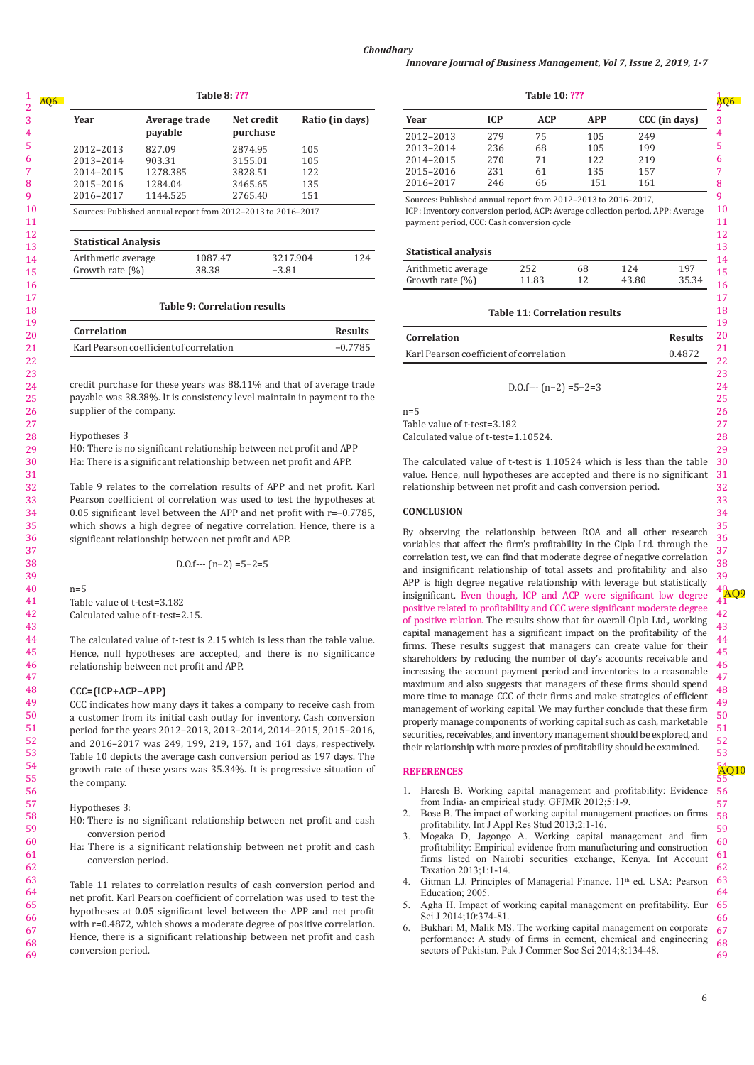**Table 8: ???**

| Year | Average trade payable | Net credit purchase | Ratio (in days) |
|---|---|---|---|
| 2012–2013 | 827.09 | 2874.95 | 105 |
| 2013–2014 | 903.31 | 3155.01 | 105 |
| 2014–2015 | 1278.385 | 3828.51 | 122 |
| 2015–2016 | 1284.04 | 3465.65 | 135 |
| 2016–2017 | 1144.525 | 2765.40 | 151 |

Sources: Published annual report from 2012–2013 to 2016–2017

| Statistical Analysis | | | |
|---|---|---|---|
| Arithmetic average | 1087.47 | 3217.904 | 124 |
| Growth rate (%) | 38.38 | −3.81 | |

**Table 9: Correlation results**

| Correlation | Results |
|---|---|
| Karl Pearson coefficient of correlation | −0.7785 |

credit purchase for these years was 88.11% and that of average trade payable was 38.38%. It is consistency level maintain in payment to the supplier of the company.

Hypotheses 3

H0: There is no significant relationship between net profit and APP

Ha: There is a significant relationship between net profit and APP.

Table 9 relates to the correlation results of APP and net profit. Karl Pearson coefficient of correlation was used to test the hypotheses at 0.05 significant level between the APP and net profit with r=−0.7785, which shows a high degree of negative correlation. Hence, there is a significant relationship between net profit and APP.

D.O.f--- (n−2) =5−2=5

n=5

Table value of t-test=3.182

Calculated value of t-test=2.15.

The calculated value of t-test is 2.15 which is less than the table value. Hence, null hypotheses are accepted, and there is no significance relationship between net profit and APP.

**CCC=(ICP+ACP−APP)**

CCC indicates how many days it takes a company to receive cash from a customer from its initial cash outlay for inventory. Cash conversion period for the years 2012–2013, 2013–2014, 2014–2015, 2015–2016, and 2016–2017 was 249, 199, 219, 157, and 161 days, respectively. Table 10 depicts the average cash conversion period as 197 days. The growth rate of these years was 35.34%. It is progressive situation of the company.

Hypotheses 3:

H0: There is no significant relationship between net profit and cash conversion period

Ha: There is a significant relationship between net profit and cash conversion period.

Table 11 relates to correlation results of cash conversion period and net profit. Karl Pearson coefficient of correlation was used to test the hypotheses at 0.05 significant level between the APP and net profit with r=0.4872, which shows a moderate degree of positive correlation. Hence, there is a significant relationship between net profit and cash conversion period.

**Table 10: ???**

| Year | ICP | ACP | APP | CCC (in days) |
|---|---|---|---|---|
| 2012–2013 | 279 | 75 | 105 | 249 |
| 2013–2014 | 236 | 68 | 105 | 199 |
| 2014–2015 | 270 | 71 | 122 | 219 |
| 2015–2016 | 231 | 61 | 135 | 157 |
| 2016–2017 | 246 | 66 | 151 | 161 |

Sources: Published annual report from 2012–2013 to 2016–2017, ICP: Inventory conversion period, ACP: Average collection period, APP: Average payment period, CCC: Cash conversion cycle

| Statistical analysis | | | | |
|---|---|---|---|---|
| Arithmetic average | 252 | 68 | 124 | 197 |
| Growth rate (%) | 11.83 | 12 | 43.80 | 35.34 |

**Table 11: Correlation results**

| Correlation | Results |
|---|---|
| Karl Pearson coefficient of correlation | 0.4872 |

D.O.f--- (n−2) =5−2=3

n=5

Table value of t-test=3.182

Calculated value of t-test=1.10524.

The calculated value of t-test is 1.10524 which is less than the table value. Hence, null hypotheses are accepted and there is no significant relationship between net profit and cash conversion period.

## CONCLUSION

By observing the relationship between ROA and all other research variables that affect the firm's profitability in the Cipla Ltd. through the correlation test, we can find that moderate degree of negative correlation and insignificant relationship of total assets and profitability and also APP is high degree negative relationship with leverage but statistically insignificant. Even though, ICP and ACP were significant low degree positive related to profitability and CCC were significant moderate degree of positive relation. The results show that for overall Cipla Ltd., working capital management has a significant impact on the profitability of the firms. These results suggest that managers can create value for their shareholders by reducing the number of day's accounts receivable and increasing the account payment period and inventories to a reasonable maximum and also suggests that managers of these firms should spend more time to manage CCC of their firms and make strategies of efficient management of working capital. We may further conclude that these firm properly manage components of working capital such as cash, marketable securities, receivables, and inventory management should be explored, and their relationship with more proxies of profitability should be examined.

## REFERENCES

1. Haresh B. Working capital management and profitability: Evidence from India- an empirical study. GFJMR 2012;5:1-9.
2. Bose B. The impact of working capital management practices on firms profitability. Int J Appl Res Stud 2013;2:1-16.
3. Mogaka D, Jagongo A. Working capital management and firm profitability: Empirical evidence from manufacturing and construction firms listed on Nairobi securities exchange, Kenya. Int Account Taxation 2013;1:1-14.
4. Gitman LJ. Principles of Managerial Finance. 11th ed. USA: Pearson Education; 2005.
5. Agha H. Impact of working capital management on profitability. Eur Sci J 2014;10:374-81.
6. Bukhari M, Malik MS. The working capital management on corporate performance: A study of firms in cement, chemical and engineering sectors of Pakistan. Pak J Commer Soc Sci 2014;8:134-48.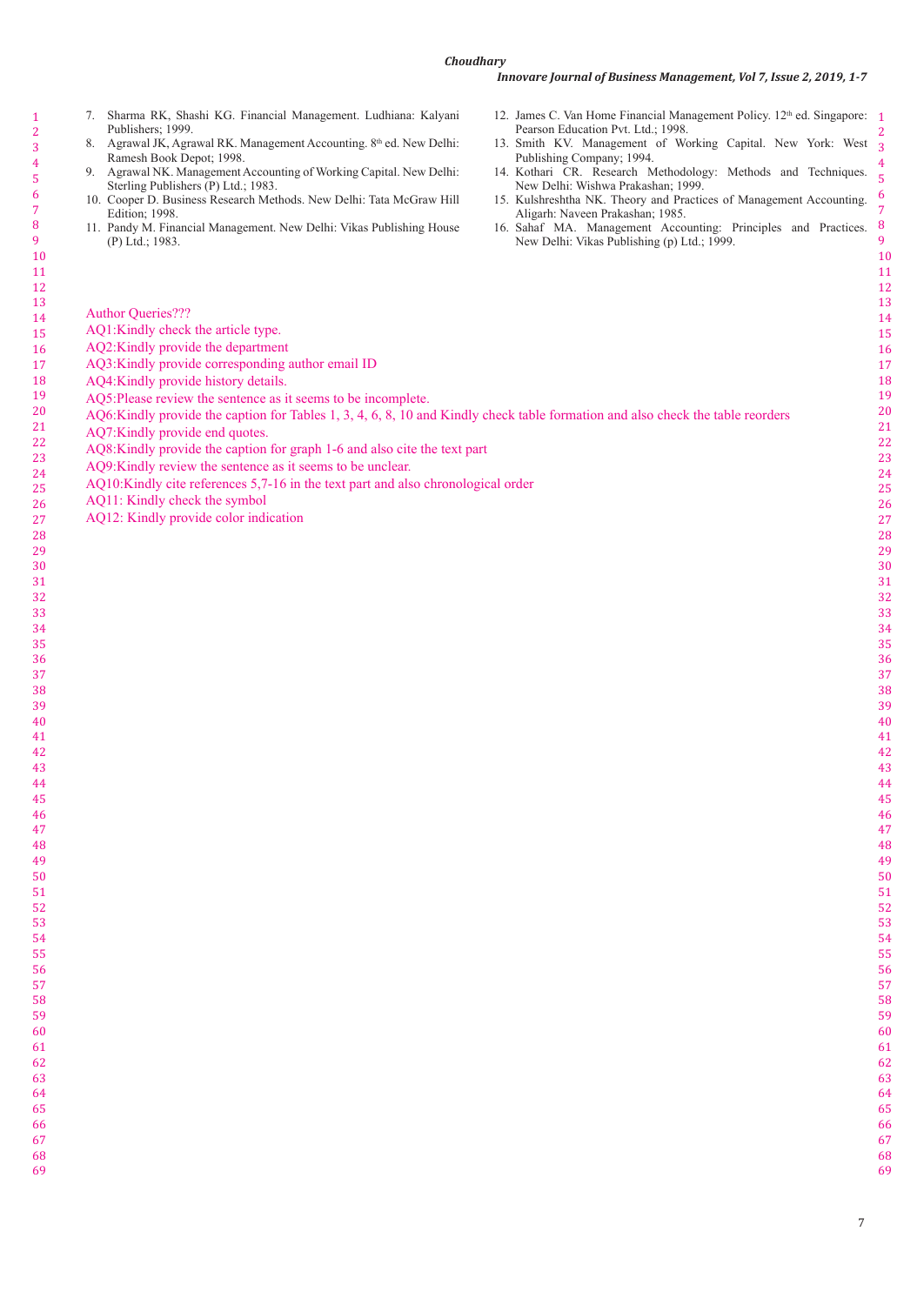7. Sharma RK, Shashi KG. Financial Management. Ludhiana: Kalyani Publishers; 1999.
8. Agrawal JK, Agrawal RK. Management Accounting. 8th ed. New Delhi: Ramesh Book Depot; 1998.
9. Agrawal NK. Management Accounting of Working Capital. New Delhi: Sterling Publishers (P) Ltd.; 1983.
10. Cooper D. Business Research Methods. New Delhi: Tata McGraw Hill Edition; 1998.
11. Pandy M. Financial Management. New Delhi: Vikas Publishing House (P) Ltd.; 1983.
12. James C. Van Home Financial Management Policy. 12th ed. Singapore: Pearson Education Pvt. Ltd.; 1998.
13. Smith KV. Management of Working Capital. New York: West Publishing Company; 1994.
14. Kothari CR. Research Methodology: Methods and Techniques. New Delhi: Wishwa Prakashan; 1999.
15. Kulshreshtha NK. Theory and Practices of Management Accounting. Aligarh: Naveen Prakashan; 1985.
16. Sahaf MA. Management Accounting: Principles and Practices. New Delhi: Vikas Publishing (p) Ltd.; 1999.

Author Queries???

AQ1:Kindly check the article type.

AQ2:Kindly provide the department

AQ3:Kindly provide corresponding author email ID

AQ4:Kindly provide history details.

AQ5:Please review the sentence as it seems to be incomplete.

AQ6:Kindly provide the caption for Tables 1, 3, 4, 6, 8, 10 and Kindly check table formation and also check the table reorders

AQ7:Kindly provide end quotes.

AQ8:Kindly provide the caption for graph 1-6 and also cite the text part

AQ9:Kindly review the sentence as it seems to be unclear.

AQ10:Kindly cite references 5,7-16 in the text part and also chronological order

AQ11: Kindly check the symbol

AQ12: Kindly provide color indication